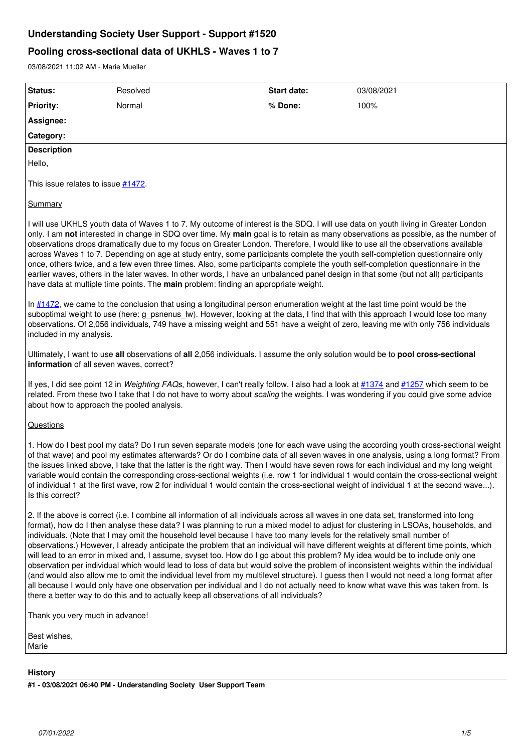# Understanding Society User Support - Support #1520

## Pooling cross-sectional data of UKHLS - Waves 1 to 7

03/08/2021 11:02 AM - Marie Mueller

| Status: | Resolved | Start date: | 03/08/2021 |
|---|---|---|---|
| Priority: | Normal | % Done: | 100% |
| Assignee: | | | |
| Category: | | | |

**Description**

Hello,

This issue relates to issue #1472.

Summary

I will use UKHLS youth data of Waves 1 to 7. My outcome of interest is the SDQ. I will use data on youth living in Greater London only. I am **not** interested in change in SDQ over time. My **main** goal is to retain as many observations as possible, as the number of observations drops dramatically due to my focus on Greater London. Therefore, I would like to use all the observations available across Waves 1 to 7. Depending on age at study entry, some participants complete the youth self-completion questionnaire only once, others twice, and a few even three times. Also, some participants complete the youth self-completion questionnaire in the earlier waves, others in the later waves. In other words, I have an unbalanced panel design in that some (but not all) participants have data at multiple time points. The **main** problem: finding an appropriate weight.

In #1472, we came to the conclusion that using a longitudinal person enumeration weight at the last time point would be the suboptimal weight to use (here: g_psnenus_lw). However, looking at the data, I find that with this approach I would lose too many observations. Of 2,056 individuals, 749 have a missing weight and 551 have a weight of zero, leaving me with only 756 individuals included in my analysis.

Ultimately, I want to use **all** observations of **all** 2,056 individuals. I assume the only solution would be to **pool cross-sectional information** of all seven waves, correct?

If yes, I did see point 12 in *Weighting FAQs*, however, I can't really follow. I also had a look at #1374 and #1257 which seem to be related. From these two I take that I do not have to worry about *scaling* the weights. I was wondering if you could give some advice about how to approach the pooled analysis.

Questions

1. How do I best pool my data? Do I run seven separate models (one for each wave using the according youth cross-sectional weight of that wave) and pool my estimates afterwards? Or do I combine data of all seven waves in one analysis, using a long format? From the issues linked above, I take that the latter is the right way. Then I would have seven rows for each individual and my long weight variable would contain the corresponding cross-sectional weights (i.e. row 1 for individual 1 would contain the cross-sectional weight of individual 1 at the first wave, row 2 for individual 1 would contain the cross-sectional weight of individual 1 at the second wave...). Is this correct?

2. If the above is correct (i.e. I combine all information of all individuals across all waves in one data set, transformed into long format), how do I then analyse these data? I was planning to run a mixed model to adjust for clustering in LSOAs, households, and individuals. (Note that I may omit the household level because I have too many levels for the relatively small number of observations.) However, I already anticipate the problem that an individual will have different weights at different time points, which will lead to an error in mixed and, I assume, svyset too. How do I go about this problem? My idea would be to include only one observation per individual which would lead to loss of data but would solve the problem of inconsistent weights within the individual (and would also allow me to omit the individual level from my multilevel structure). I guess then I would not need a long format after all because I would only have one observation per individual and I do not actually need to know what wave this was taken from. Is there a better way to do this and to actually keep all observations of all individuals?

Thank you very much in advance!

Best wishes,
Marie

**History**

**#1 - 03/08/2021 06:40 PM - Understanding Society User Support Team**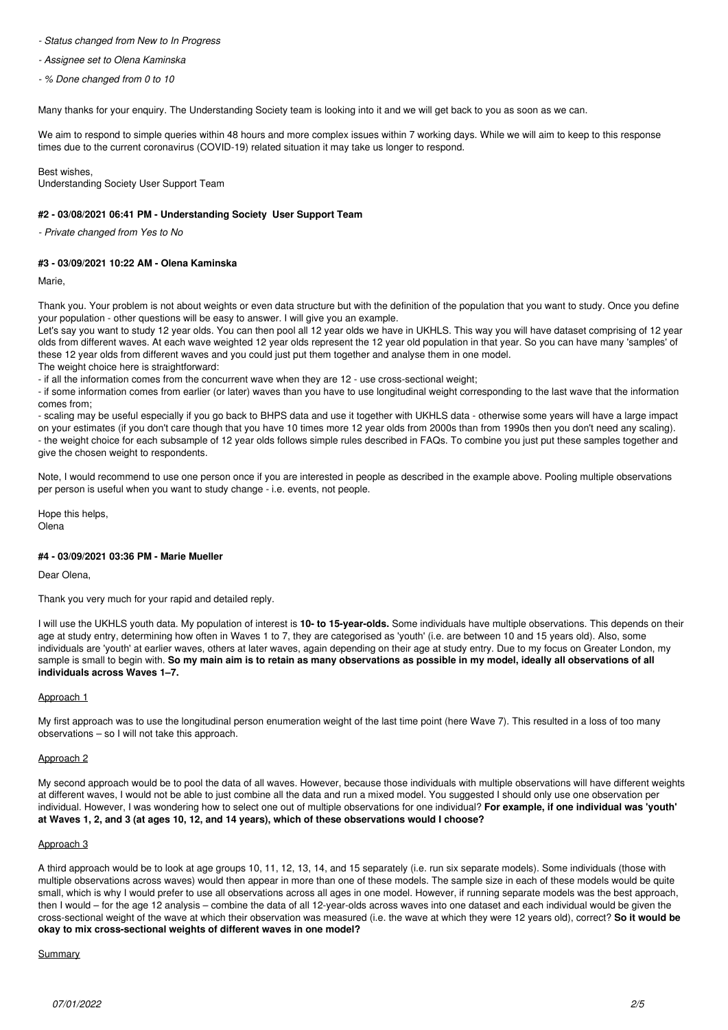- *Status changed from New to In Progress*
- *Assignee set to Olena Kaminska*
- *% Done changed from 0 to 10*

Many thanks for your enquiry. The Understanding Society team is looking into it and we will get back to you as soon as we can.

We aim to respond to simple queries within 48 hours and more complex issues within 7 working days. While we will aim to keep to this response times due to the current coronavirus (COVID-19) related situation it may take us longer to respond.

Best wishes,
Understanding Society User Support Team

#### #2 - 03/08/2021 06:41 PM - Understanding Society User Support Team

- *Private changed from Yes to No*

#### #3 - 03/09/2021 10:22 AM - Olena Kaminska

Marie,

Thank you. Your problem is not about weights or even data structure but with the definition of the population that you want to study. Once you define your population - other questions will be easy to answer. I will give you an example.
Let's say you want to study 12 year olds. You can then pool all 12 year olds we have in UKHLS. This way you will have dataset comprising of 12 year olds from different waves. At each wave weighted 12 year olds represent the 12 year old population in that year. So you can have many 'samples' of these 12 year olds from different waves and you could just put them together and analyse them in one model.
The weight choice here is straightforward:
- if all the information comes from the concurrent wave when they are 12 - use cross-sectional weight;
- if some information comes from earlier (or later) waves than you have to use longitudinal weight corresponding to the last wave that the information comes from;
- scaling may be useful especially if you go back to BHPS data and use it together with UKHLS data - otherwise some years will have a large impact on your estimates (if you don't care though that you have 10 times more 12 year olds from 2000s than from 1990s then you don't need any scaling).
- the weight choice for each subsample of 12 year olds follows simple rules described in FAQs. To combine you just put these samples together and give the chosen weight to respondents.

Note, I would recommend to use one person once if you are interested in people as described in the example above. Pooling multiple observations per person is useful when you want to study change - i.e. events, not people.

Hope this helps,
Olena

#### #4 - 03/09/2021 03:36 PM - Marie Mueller

Dear Olena,

Thank you very much for your rapid and detailed reply.

I will use the UKHLS youth data. My population of interest is **10- to 15-year-olds.** Some individuals have multiple observations. This depends on their age at study entry, determining how often in Waves 1 to 7, they are categorised as 'youth' (i.e. are between 10 and 15 years old). Also, some individuals are 'youth' at earlier waves, others at later waves, again depending on their age at study entry. Due to my focus on Greater London, my sample is small to begin with. **So my main aim is to retain as many observations as possible in my model, ideally all observations of all individuals across Waves 1–7.**

Approach 1

My first approach was to use the longitudinal person enumeration weight of the last time point (here Wave 7). This resulted in a loss of too many observations – so I will not take this approach.

Approach 2

My second approach would be to pool the data of all waves. However, because those individuals with multiple observations will have different weights at different waves, I would not be able to just combine all the data and run a mixed model. You suggested I should only use one observation per individual. However, I was wondering how to select one out of multiple observations for one individual? **For example, if one individual was 'youth' at Waves 1, 2, and 3 (at ages 10, 12, and 14 years), which of these observations would I choose?**

Approach 3

A third approach would be to look at age groups 10, 11, 12, 13, 14, and 15 separately (i.e. run six separate models). Some individuals (those with multiple observations across waves) would then appear in more than one of these models. The sample size in each of these models would be quite small, which is why I would prefer to use all observations across all ages in one model. However, if running separate models was the best approach, then I would – for the age 12 analysis – combine the data of all 12-year-olds across waves into one dataset and each individual would be given the cross-sectional weight of the wave at which their observation was measured (i.e. the wave at which they were 12 years old), correct? **So it would be okay to mix cross-sectional weights of different waves in one model?**

Summary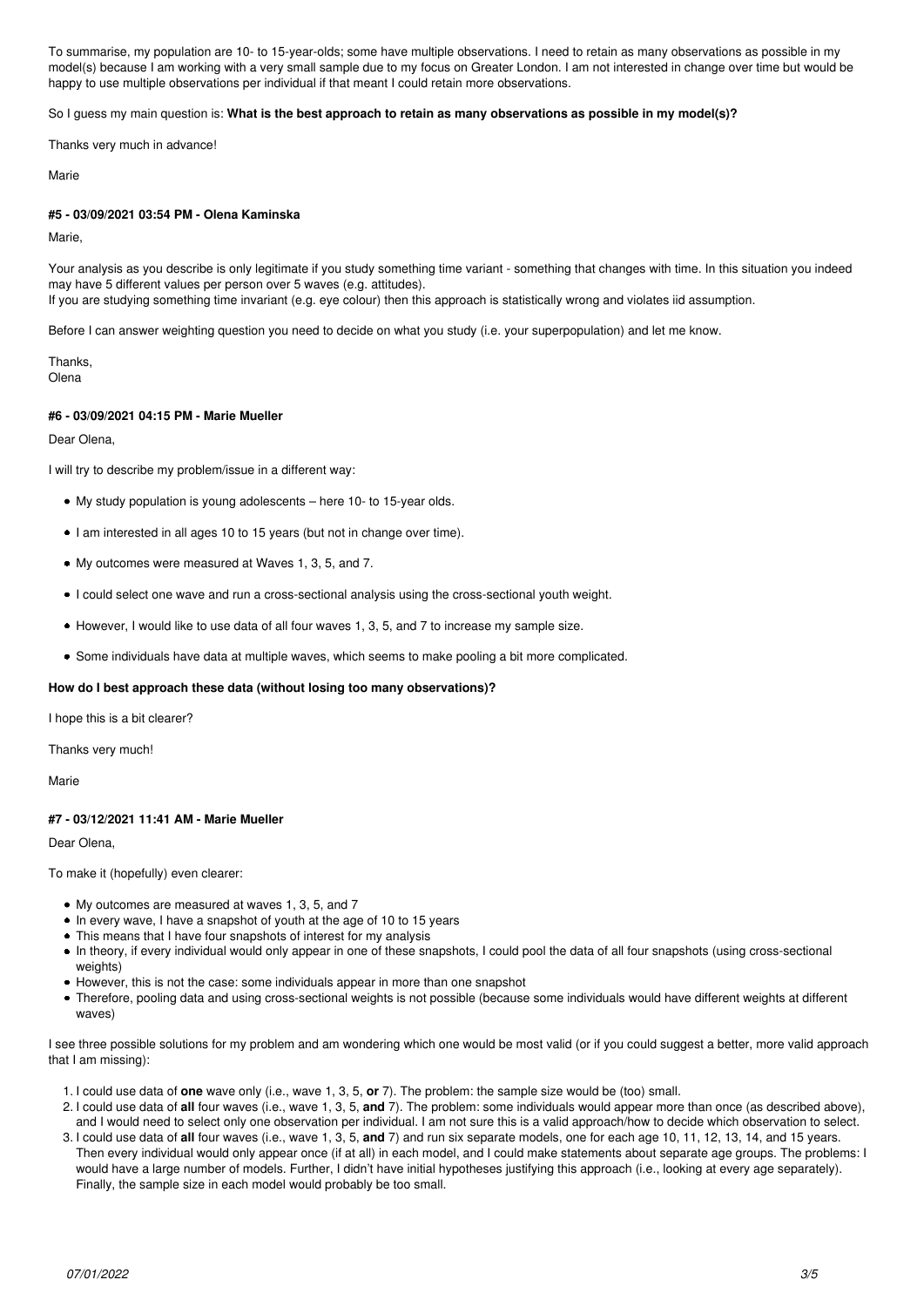To summarise, my population are 10- to 15-year-olds; some have multiple observations. I need to retain as many observations as possible in my model(s) because I am working with a very small sample due to my focus on Greater London. I am not interested in change over time but would be happy to use multiple observations per individual if that meant I could retain more observations.

So I guess my main question is: **What is the best approach to retain as many observations as possible in my model(s)?**

Thanks very much in advance!

Marie

#### #5 - 03/09/2021 03:54 PM - Olena Kaminska

Marie,

Your analysis as you describe is only legitimate if you study something time variant - something that changes with time. In this situation you indeed may have 5 different values per person over 5 waves (e.g. attitudes).
If you are studying something time invariant (e.g. eye colour) then this approach is statistically wrong and violates iid assumption.

Before I can answer weighting question you need to decide on what you study (i.e. your superpopulation) and let me know.

Thanks,
Olena

#### #6 - 03/09/2021 04:15 PM - Marie Mueller

Dear Olena,

I will try to describe my problem/issue in a different way:

- My study population is young adolescents – here 10- to 15-year olds.
- I am interested in all ages 10 to 15 years (but not in change over time).
- My outcomes were measured at Waves 1, 3, 5, and 7.
- I could select one wave and run a cross-sectional analysis using the cross-sectional youth weight.
- However, I would like to use data of all four waves 1, 3, 5, and 7 to increase my sample size.
- Some individuals have data at multiple waves, which seems to make pooling a bit more complicated.

**How do I best approach these data (without losing too many observations)?**

I hope this is a bit clearer?

Thanks very much!

Marie

#### #7 - 03/12/2021 11:41 AM - Marie Mueller

Dear Olena,

To make it (hopefully) even clearer:

- My outcomes are measured at waves 1, 3, 5, and 7
- In every wave, I have a snapshot of youth at the age of 10 to 15 years
- This means that I have four snapshots of interest for my analysis
- In theory, if every individual would only appear in one of these snapshots, I could pool the data of all four snapshots (using cross-sectional weights)
- However, this is not the case: some individuals appear in more than one snapshot
- Therefore, pooling data and using cross-sectional weights is not possible (because some individuals would have different weights at different waves)

I see three possible solutions for my problem and am wondering which one would be most valid (or if you could suggest a better, more valid approach that I am missing):

1. I could use data of **one** wave only (i.e., wave 1, 3, 5, **or** 7). The problem: the sample size would be (too) small.
2. I could use data of **all** four waves (i.e., wave 1, 3, 5, **and** 7). The problem: some individuals would appear more than once (as described above), and I would need to select only one observation per individual. I am not sure this is a valid approach/how to decide which observation to select.
3. I could use data of **all** four waves (i.e., wave 1, 3, 5, **and** 7) and run six separate models, one for each age 10, 11, 12, 13, 14, and 15 years. Then every individual would only appear once (if at all) in each model, and I could make statements about separate age groups. The problems: I would have a large number of models. Further, I didn't have initial hypotheses justifying this approach (i.e., looking at every age separately). Finally, the sample size in each model would probably be too small.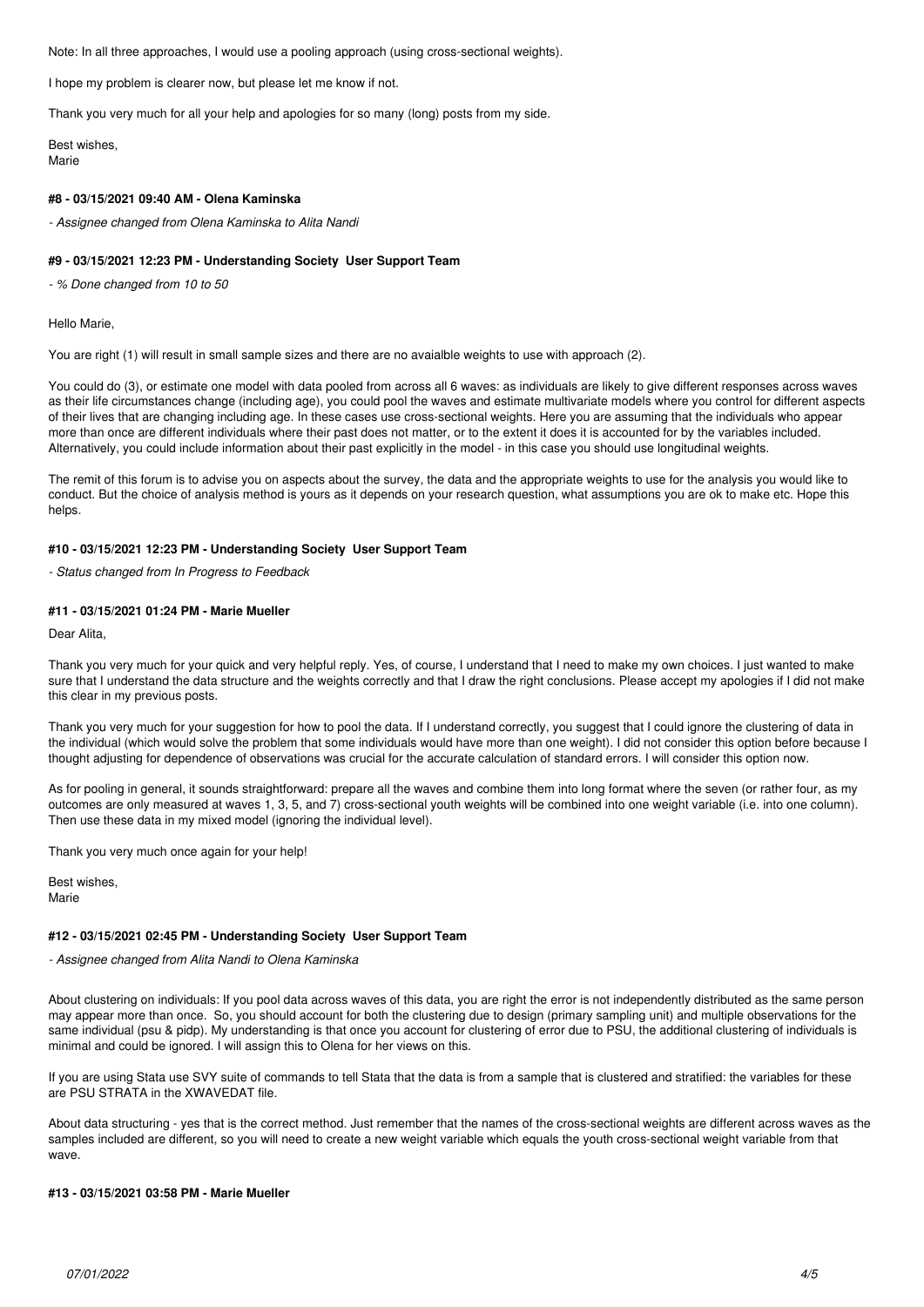Note: In all three approaches, I would use a pooling approach (using cross-sectional weights).

I hope my problem is clearer now, but please let me know if not.

Thank you very much for all your help and apologies for so many (long) posts from my side.

Best wishes,
Marie

#### #8 - 03/15/2021 09:40 AM - Olena Kaminska

*- Assignee changed from Olena Kaminska to Alita Nandi*

#### #9 - 03/15/2021 12:23 PM - Understanding Society User Support Team

*- % Done changed from 10 to 50*

Hello Marie,

You are right (1) will result in small sample sizes and there are no avaialble weights to use with approach (2).

You could do (3), or estimate one model with data pooled from across all 6 waves: as individuals are likely to give different responses across waves as their life circumstances change (including age), you could pool the waves and estimate multivariate models where you control for different aspects of their lives that are changing including age. In these cases use cross-sectional weights. Here you are assuming that the individuals who appear more than once are different individuals where their past does not matter, or to the extent it does it is accounted for by the variables included. Alternatively, you could include information about their past explicitly in the model - in this case you should use longitudinal weights.

The remit of this forum is to advise you on aspects about the survey, the data and the appropriate weights to use for the analysis you would like to conduct. But the choice of analysis method is yours as it depends on your research question, what assumptions you are ok to make etc. Hope this helps.

#### #10 - 03/15/2021 12:23 PM - Understanding Society User Support Team

*- Status changed from In Progress to Feedback*

#### #11 - 03/15/2021 01:24 PM - Marie Mueller

Dear Alita,

Thank you very much for your quick and very helpful reply. Yes, of course, I understand that I need to make my own choices. I just wanted to make sure that I understand the data structure and the weights correctly and that I draw the right conclusions. Please accept my apologies if I did not make this clear in my previous posts.

Thank you very much for your suggestion for how to pool the data. If I understand correctly, you suggest that I could ignore the clustering of data in the individual (which would solve the problem that some individuals would have more than one weight). I did not consider this option before because I thought adjusting for dependence of observations was crucial for the accurate calculation of standard errors. I will consider this option now.

As for pooling in general, it sounds straightforward: prepare all the waves and combine them into long format where the seven (or rather four, as my outcomes are only measured at waves 1, 3, 5, and 7) cross-sectional youth weights will be combined into one weight variable (i.e. into one column). Then use these data in my mixed model (ignoring the individual level).

Thank you very much once again for your help!

Best wishes,
Marie

#### #12 - 03/15/2021 02:45 PM - Understanding Society User Support Team

*- Assignee changed from Alita Nandi to Olena Kaminska*

About clustering on individuals: If you pool data across waves of this data, you are right the error is not independently distributed as the same person may appear more than once. So, you should account for both the clustering due to design (primary sampling unit) and multiple observations for the same individual (psu & pidp). My understanding is that once you account for clustering of error due to PSU, the additional clustering of individuals is minimal and could be ignored. I will assign this to Olena for her views on this.

If you are using Stata use SVY suite of commands to tell Stata that the data is from a sample that is clustered and stratified: the variables for these are PSU STRATA in the XWAVEDAT file.

About data structuring - yes that is the correct method. Just remember that the names of the cross-sectional weights are different across waves as the samples included are different, so you will need to create a new weight variable which equals the youth cross-sectional weight variable from that wave.

#### #13 - 03/15/2021 03:58 PM - Marie Mueller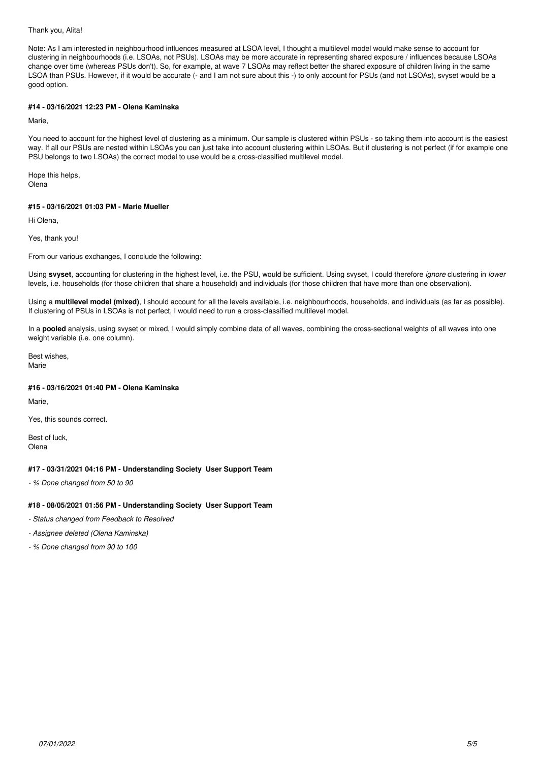Thank you, Alita!

Note: As I am interested in neighbourhood influences measured at LSOA level, I thought a multilevel model would make sense to account for clustering in neighbourhoods (i.e. LSOAs, not PSUs). LSOAs may be more accurate in representing shared exposure / influences because LSOAs change over time (whereas PSUs don't). So, for example, at wave 7 LSOAs may reflect better the shared exposure of children living in the same LSOA than PSUs. However, if it would be accurate (- and I am not sure about this -) to only account for PSUs (and not LSOAs), svyset would be a good option.

#### #14 - 03/16/2021 12:23 PM - Olena Kaminska

Marie,

You need to account for the highest level of clustering as a minimum. Our sample is clustered within PSUs - so taking them into account is the easiest way. If all our PSUs are nested within LSOAs you can just take into account clustering within LSOAs. But if clustering is not perfect (if for example one PSU belongs to two LSOAs) the correct model to use would be a cross-classified multilevel model.

Hope this helps,
Olena

#### #15 - 03/16/2021 01:03 PM - Marie Mueller

Hi Olena,

Yes, thank you!

From our various exchanges, I conclude the following:

Using **svyset**, accounting for clustering in the highest level, i.e. the PSU, would be sufficient. Using svyset, I could therefore *ignore* clustering in *lower* levels, i.e. households (for those children that share a household) and individuals (for those children that have more than one observation).

Using a **multilevel model (mixed)**, I should account for all the levels available, i.e. neighbourhoods, households, and individuals (as far as possible). If clustering of PSUs in LSOAs is not perfect, I would need to run a cross-classified multilevel model.

In a **pooled** analysis, using svyset or mixed, I would simply combine data of all waves, combining the cross-sectional weights of all waves into one weight variable (i.e. one column).

Best wishes,
Marie

#### #16 - 03/16/2021 01:40 PM - Olena Kaminska

Marie,

Yes, this sounds correct.

Best of luck,
Olena

#### #17 - 03/31/2021 04:16 PM - Understanding Society User Support Team

- *% Done changed from 50 to 90*

#### #18 - 08/05/2021 01:56 PM - Understanding Society User Support Team

- *Status changed from Feedback to Resolved*
- *Assignee deleted (Olena Kaminska)*
- *% Done changed from 90 to 100*